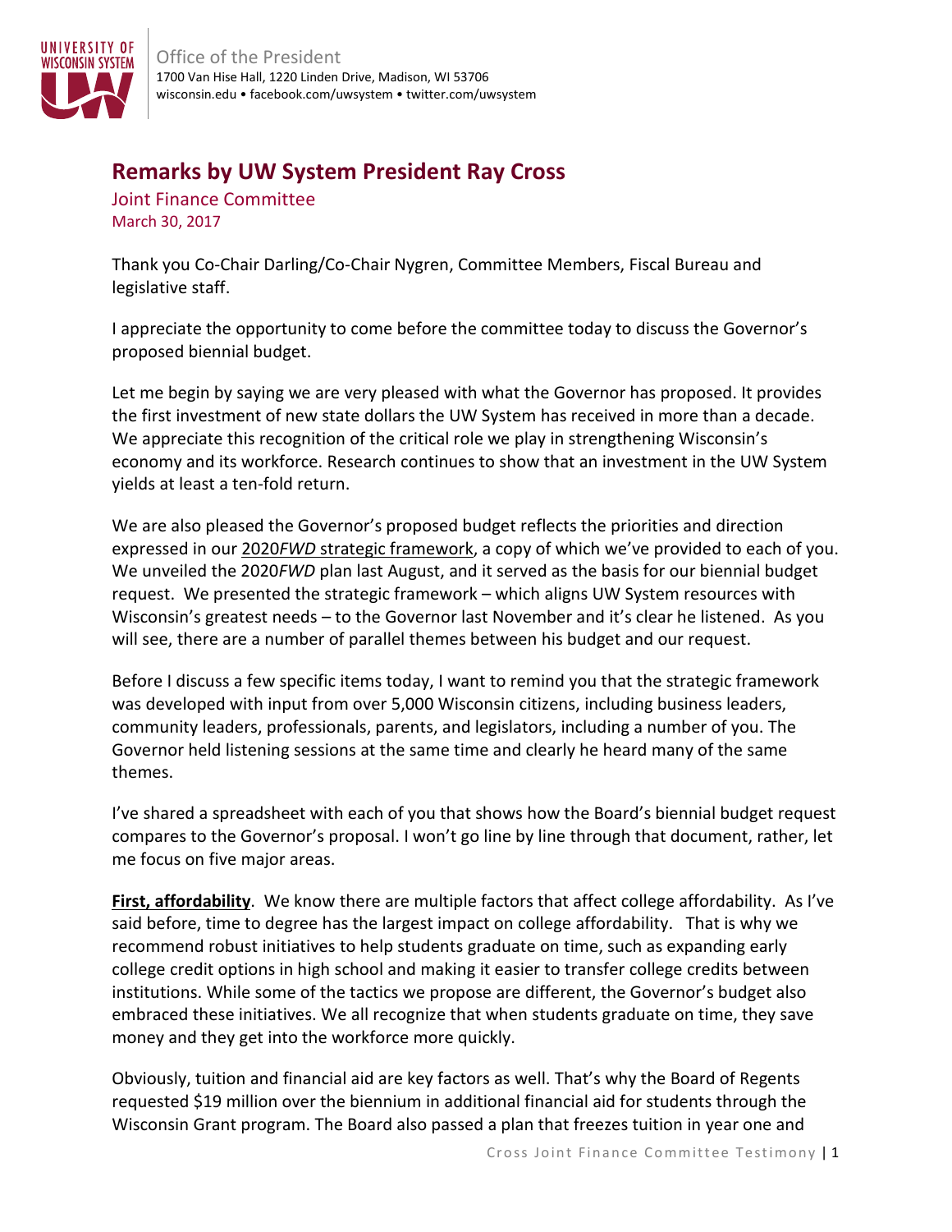Office of the President
1700 Van Hise Hall, 1220 Linden Drive, Madison, WI 53706
wisconsin.edu • facebook.com/uwsystem • twitter.com/uwsystem

# Remarks by UW System President Ray Cross

Joint Finance Committee
March 30, 2017

Thank you Co-Chair Darling/Co-Chair Nygren, Committee Members, Fiscal Bureau and legislative staff.

I appreciate the opportunity to come before the committee today to discuss the Governor's proposed biennial budget.

Let me begin by saying we are very pleased with what the Governor has proposed. It provides the first investment of new state dollars the UW System has received in more than a decade. We appreciate this recognition of the critical role we play in strengthening Wisconsin's economy and its workforce. Research continues to show that an investment in the UW System yields at least a ten-fold return.

We are also pleased the Governor's proposed budget reflects the priorities and direction expressed in our 2020*FWD* strategic framework, a copy of which we've provided to each of you. We unveiled the 2020*FWD* plan last August, and it served as the basis for our biennial budget request. We presented the strategic framework – which aligns UW System resources with Wisconsin's greatest needs – to the Governor last November and it's clear he listened. As you will see, there are a number of parallel themes between his budget and our request.

Before I discuss a few specific items today, I want to remind you that the strategic framework was developed with input from over 5,000 Wisconsin citizens, including business leaders, community leaders, professionals, parents, and legislators, including a number of you. The Governor held listening sessions at the same time and clearly he heard many of the same themes.

I've shared a spreadsheet with each of you that shows how the Board's biennial budget request compares to the Governor's proposal. I won't go line by line through that document, rather, let me focus on five major areas.

**First, affordability**. We know there are multiple factors that affect college affordability. As I've said before, time to degree has the largest impact on college affordability. That is why we recommend robust initiatives to help students graduate on time, such as expanding early college credit options in high school and making it easier to transfer college credits between institutions. While some of the tactics we propose are different, the Governor's budget also embraced these initiatives. We all recognize that when students graduate on time, they save money and they get into the workforce more quickly.

Obviously, tuition and financial aid are key factors as well. That's why the Board of Regents requested $19 million over the biennium in additional financial aid for students through the Wisconsin Grant program. The Board also passed a plan that freezes tuition in year one and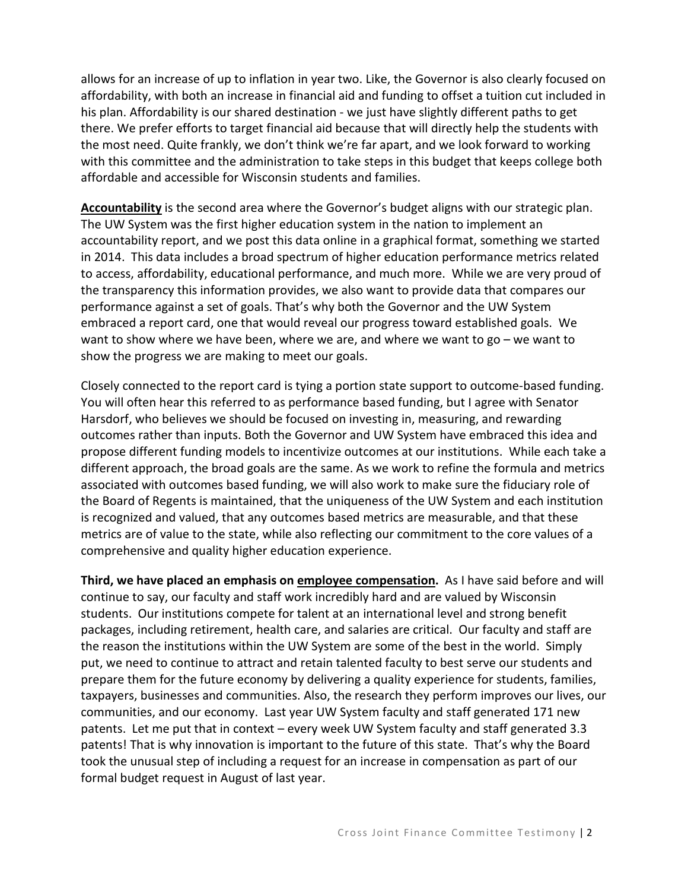allows for an increase of up to inflation in year two. Like, the Governor is also clearly focused on affordability, with both an increase in financial aid and funding to offset a tuition cut included in his plan. Affordability is our shared destination - we just have slightly different paths to get there. We prefer efforts to target financial aid because that will directly help the students with the most need. Quite frankly, we don't think we're far apart, and we look forward to working with this committee and the administration to take steps in this budget that keeps college both affordable and accessible for Wisconsin students and families.

**Accountability** is the second area where the Governor's budget aligns with our strategic plan. The UW System was the first higher education system in the nation to implement an accountability report, and we post this data online in a graphical format, something we started in 2014. This data includes a broad spectrum of higher education performance metrics related to access, affordability, educational performance, and much more. While we are very proud of the transparency this information provides, we also want to provide data that compares our performance against a set of goals. That's why both the Governor and the UW System embraced a report card, one that would reveal our progress toward established goals. We want to show where we have been, where we are, and where we want to go – we want to show the progress we are making to meet our goals.

Closely connected to the report card is tying a portion state support to outcome-based funding. You will often hear this referred to as performance based funding, but I agree with Senator Harsdorf, who believes we should be focused on investing in, measuring, and rewarding outcomes rather than inputs. Both the Governor and UW System have embraced this idea and propose different funding models to incentivize outcomes at our institutions. While each take a different approach, the broad goals are the same. As we work to refine the formula and metrics associated with outcomes based funding, we will also work to make sure the fiduciary role of the Board of Regents is maintained, that the uniqueness of the UW System and each institution is recognized and valued, that any outcomes based metrics are measurable, and that these metrics are of value to the state, while also reflecting our commitment to the core values of a comprehensive and quality higher education experience.

**Third, we have placed an emphasis on employee compensation.** As I have said before and will continue to say, our faculty and staff work incredibly hard and are valued by Wisconsin students. Our institutions compete for talent at an international level and strong benefit packages, including retirement, health care, and salaries are critical. Our faculty and staff are the reason the institutions within the UW System are some of the best in the world. Simply put, we need to continue to attract and retain talented faculty to best serve our students and prepare them for the future economy by delivering a quality experience for students, families, taxpayers, businesses and communities. Also, the research they perform improves our lives, our communities, and our economy. Last year UW System faculty and staff generated 171 new patents. Let me put that in context – every week UW System faculty and staff generated 3.3 patents! That is why innovation is important to the future of this state. That's why the Board took the unusual step of including a request for an increase in compensation as part of our formal budget request in August of last year.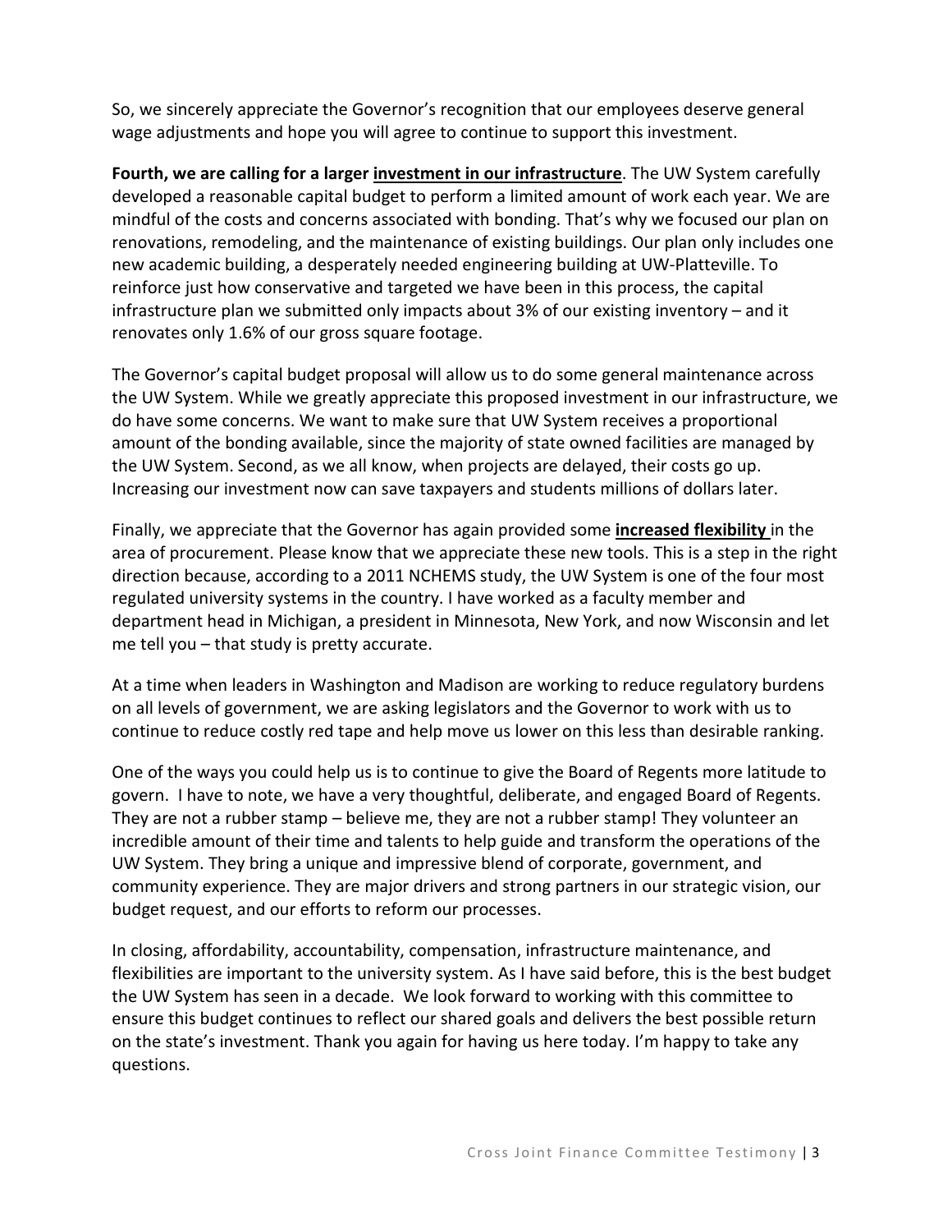So, we sincerely appreciate the Governor's recognition that our employees deserve general wage adjustments and hope you will agree to continue to support this investment.

**Fourth, we are calling for a larger investment in our infrastructure**. The UW System carefully developed a reasonable capital budget to perform a limited amount of work each year. We are mindful of the costs and concerns associated with bonding. That's why we focused our plan on renovations, remodeling, and the maintenance of existing buildings. Our plan only includes one new academic building, a desperately needed engineering building at UW-Platteville. To reinforce just how conservative and targeted we have been in this process, the capital infrastructure plan we submitted only impacts about 3% of our existing inventory – and it renovates only 1.6% of our gross square footage.

The Governor's capital budget proposal will allow us to do some general maintenance across the UW System. While we greatly appreciate this proposed investment in our infrastructure, we do have some concerns. We want to make sure that UW System receives a proportional amount of the bonding available, since the majority of state owned facilities are managed by the UW System. Second, as we all know, when projects are delayed, their costs go up. Increasing our investment now can save taxpayers and students millions of dollars later.

Finally, we appreciate that the Governor has again provided some **increased flexibility** in the area of procurement. Please know that we appreciate these new tools. This is a step in the right direction because, according to a 2011 NCHEMS study, the UW System is one of the four most regulated university systems in the country. I have worked as a faculty member and department head in Michigan, a president in Minnesota, New York, and now Wisconsin and let me tell you – that study is pretty accurate.

At a time when leaders in Washington and Madison are working to reduce regulatory burdens on all levels of government, we are asking legislators and the Governor to work with us to continue to reduce costly red tape and help move us lower on this less than desirable ranking.

One of the ways you could help us is to continue to give the Board of Regents more latitude to govern. I have to note, we have a very thoughtful, deliberate, and engaged Board of Regents. They are not a rubber stamp – believe me, they are not a rubber stamp! They volunteer an incredible amount of their time and talents to help guide and transform the operations of the UW System. They bring a unique and impressive blend of corporate, government, and community experience. They are major drivers and strong partners in our strategic vision, our budget request, and our efforts to reform our processes.

In closing, affordability, accountability, compensation, infrastructure maintenance, and flexibilities are important to the university system. As I have said before, this is the best budget the UW System has seen in a decade. We look forward to working with this committee to ensure this budget continues to reflect our shared goals and delivers the best possible return on the state's investment. Thank you again for having us here today. I'm happy to take any questions.